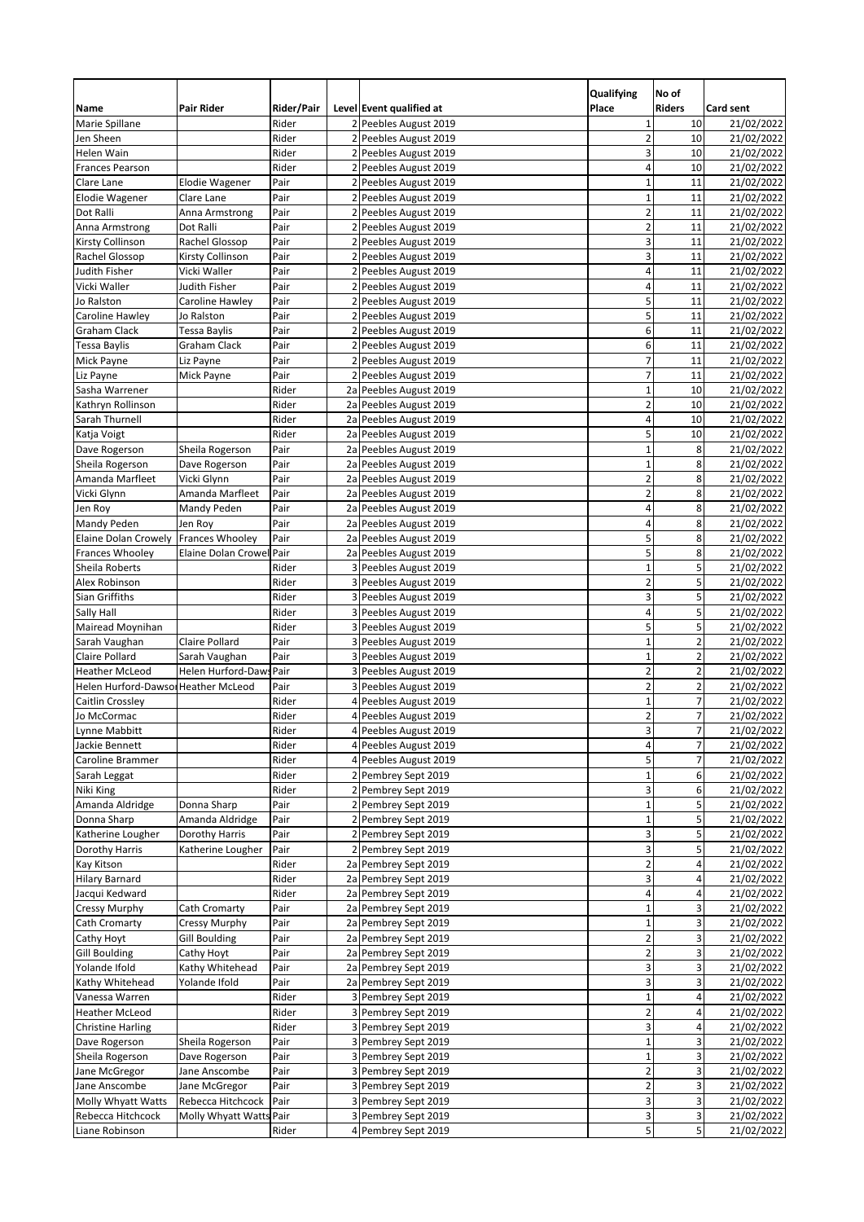| Name | Pair Rider | Rider/Pair | Level | Event qualified at | Qualifying Place | No of Riders | Card sent |
|---|---|---|---|---|---|---|---|
| Marie Spillane | | Rider | 2 | Peebles August 2019 | 1 | 10 | 21/02/2022 |
| Jen Sheen | | Rider | 2 | Peebles August 2019 | 2 | 10 | 21/02/2022 |
| Helen Wain | | Rider | 2 | Peebles August 2019 | 3 | 10 | 21/02/2022 |
| Frances Pearson | | Rider | 2 | Peebles August 2019 | 4 | 10 | 21/02/2022 |
| Clare Lane | Elodie Wagener | Pair | 2 | Peebles August 2019 | 1 | 11 | 21/02/2022 |
| Elodie Wagener | Clare Lane | Pair | 2 | Peebles August 2019 | 1 | 11 | 21/02/2022 |
| Dot Ralli | Anna Armstrong | Pair | 2 | Peebles August 2019 | 2 | 11 | 21/02/2022 |
| Anna Armstrong | Dot Ralli | Pair | 2 | Peebles August 2019 | 2 | 11 | 21/02/2022 |
| Kirsty Collinson | Rachel Glossop | Pair | 2 | Peebles August 2019 | 3 | 11 | 21/02/2022 |
| Rachel Glossop | Kirsty Collinson | Pair | 2 | Peebles August 2019 | 3 | 11 | 21/02/2022 |
| Judith Fisher | Vicki Waller | Pair | 2 | Peebles August 2019 | 4 | 11 | 21/02/2022 |
| Vicki Waller | Judith Fisher | Pair | 2 | Peebles August 2019 | 4 | 11 | 21/02/2022 |
| Jo Ralston | Caroline Hawley | Pair | 2 | Peebles August 2019 | 5 | 11 | 21/02/2022 |
| Caroline Hawley | Jo Ralston | Pair | 2 | Peebles August 2019 | 5 | 11 | 21/02/2022 |
| Graham Clack | Tessa Baylis | Pair | 2 | Peebles August 2019 | 6 | 11 | 21/02/2022 |
| Tessa Baylis | Graham Clack | Pair | 2 | Peebles August 2019 | 6 | 11 | 21/02/2022 |
| Mick Payne | Liz Payne | Pair | 2 | Peebles August 2019 | 7 | 11 | 21/02/2022 |
| Liz Payne | Mick Payne | Pair | 2 | Peebles August 2019 | 7 | 11 | 21/02/2022 |
| Sasha Warrener | | Rider | 2a | Peebles August 2019 | 1 | 10 | 21/02/2022 |
| Kathryn Rollinson | | Rider | 2a | Peebles August 2019 | 2 | 10 | 21/02/2022 |
| Sarah Thurnell | | Rider | 2a | Peebles August 2019 | 4 | 10 | 21/02/2022 |
| Katja Voigt | | Rider | 2a | Peebles August 2019 | 5 | 10 | 21/02/2022 |
| Dave Rogerson | Sheila Rogerson | Pair | 2a | Peebles August 2019 | 1 | 8 | 21/02/2022 |
| Sheila Rogerson | Dave Rogerson | Pair | 2a | Peebles August 2019 | 1 | 8 | 21/02/2022 |
| Amanda Marfleet | Vicki Glynn | Pair | 2a | Peebles August 2019 | 2 | 8 | 21/02/2022 |
| Vicki Glynn | Amanda Marfleet | Pair | 2a | Peebles August 2019 | 2 | 8 | 21/02/2022 |
| Jen Roy | Mandy Peden | Pair | 2a | Peebles August 2019 | 4 | 8 | 21/02/2022 |
| Mandy Peden | Jen Roy | Pair | 2a | Peebles August 2019 | 4 | 8 | 21/02/2022 |
| Elaine Dolan Crowely | Frances Whooley | Pair | 2a | Peebles August 2019 | 5 | 8 | 21/02/2022 |
| Frances Whooley | Elaine Dolan Crowel | Pair | 2a | Peebles August 2019 | 5 | 8 | 21/02/2022 |
| Sheila Roberts | | Rider | 3 | Peebles August 2019 | 1 | 5 | 21/02/2022 |
| Alex Robinson | | Rider | 3 | Peebles August 2019 | 2 | 5 | 21/02/2022 |
| Sian Griffiths | | Rider | 3 | Peebles August 2019 | 3 | 5 | 21/02/2022 |
| Sally Hall | | Rider | 3 | Peebles August 2019 | 4 | 5 | 21/02/2022 |
| Mairead Moynihan | | Rider | 3 | Peebles August 2019 | 5 | 5 | 21/02/2022 |
| Sarah Vaughan | Claire Pollard | Pair | 3 | Peebles August 2019 | 1 | 2 | 21/02/2022 |
| Claire Pollard | Sarah Vaughan | Pair | 3 | Peebles August 2019 | 1 | 2 | 21/02/2022 |
| Heather McLeod | Helen Hurford-Daws | Pair | 3 | Peebles August 2019 | 2 | 2 | 21/02/2022 |
| Helen Hurford-Dawso | Heather McLeod | Pair | 3 | Peebles August 2019 | 2 | 2 | 21/02/2022 |
| Caitlin Crossley | | Rider | 4 | Peebles August 2019 | 1 | 7 | 21/02/2022 |
| Jo McCormac | | Rider | 4 | Peebles August 2019 | 2 | 7 | 21/02/2022 |
| Lynne Mabbitt | | Rider | 4 | Peebles August 2019 | 3 | 7 | 21/02/2022 |
| Jackie Bennett | | Rider | 4 | Peebles August 2019 | 4 | 7 | 21/02/2022 |
| Caroline Brammer | | Rider | 4 | Peebles August 2019 | 5 | 7 | 21/02/2022 |
| Sarah Leggat | | Rider | 2 | Pembrey Sept 2019 | 1 | 6 | 21/02/2022 |
| Niki King | | Rider | 2 | Pembrey Sept 2019 | 3 | 6 | 21/02/2022 |
| Amanda Aldridge | Donna Sharp | Pair | 2 | Pembrey Sept 2019 | 1 | 5 | 21/02/2022 |
| Donna Sharp | Amanda Aldridge | Pair | 2 | Pembrey Sept 2019 | 1 | 5 | 21/02/2022 |
| Katherine Lougher | Dorothy Harris | Pair | 2 | Pembrey Sept 2019 | 3 | 5 | 21/02/2022 |
| Dorothy Harris | Katherine Lougher | Pair | 2 | Pembrey Sept 2019 | 3 | 5 | 21/02/2022 |
| Kay Kitson | | Rider | 2a | Pembrey Sept 2019 | 2 | 4 | 21/02/2022 |
| Hilary Barnard | | Rider | 2a | Pembrey Sept 2019 | 3 | 4 | 21/02/2022 |
| Jacqui Kedward | | Rider | 2a | Pembrey Sept 2019 | 4 | 4 | 21/02/2022 |
| Cressy Murphy | Cath Cromarty | Pair | 2a | Pembrey Sept 2019 | 1 | 3 | 21/02/2022 |
| Cath Cromarty | Cressy Murphy | Pair | 2a | Pembrey Sept 2019 | 1 | 3 | 21/02/2022 |
| Cathy Hoyt | Gill Boulding | Pair | 2a | Pembrey Sept 2019 | 2 | 3 | 21/02/2022 |
| Gill Boulding | Cathy Hoyt | Pair | 2a | Pembrey Sept 2019 | 2 | 3 | 21/02/2022 |
| Yolande Ifold | Kathy Whitehead | Pair | 2a | Pembrey Sept 2019 | 3 | 3 | 21/02/2022 |
| Kathy Whitehead | Yolande Ifold | Pair | 2a | Pembrey Sept 2019 | 3 | 3 | 21/02/2022 |
| Vanessa Warren | | Rider | 3 | Pembrey Sept 2019 | 1 | 4 | 21/02/2022 |
| Heather McLeod | | Rider | 3 | Pembrey Sept 2019 | 2 | 4 | 21/02/2022 |
| Christine Harling | | Rider | 3 | Pembrey Sept 2019 | 3 | 4 | 21/02/2022 |
| Dave Rogerson | Sheila Rogerson | Pair | 3 | Pembrey Sept 2019 | 1 | 3 | 21/02/2022 |
| Sheila Rogerson | Dave Rogerson | Pair | 3 | Pembrey Sept 2019 | 1 | 3 | 21/02/2022 |
| Jane McGregor | Jane Anscombe | Pair | 3 | Pembrey Sept 2019 | 2 | 3 | 21/02/2022 |
| Jane Anscombe | Jane McGregor | Pair | 3 | Pembrey Sept 2019 | 2 | 3 | 21/02/2022 |
| Molly Whyatt Watts | Rebecca Hitchcock | Pair | 3 | Pembrey Sept 2019 | 3 | 3 | 21/02/2022 |
| Rebecca Hitchcock | Molly Whyatt Watts | Pair | 3 | Pembrey Sept 2019 | 3 | 3 | 21/02/2022 |
| Liane Robinson | | Rider | 4 | Pembrey Sept 2019 | 5 | 5 | 21/02/2022 |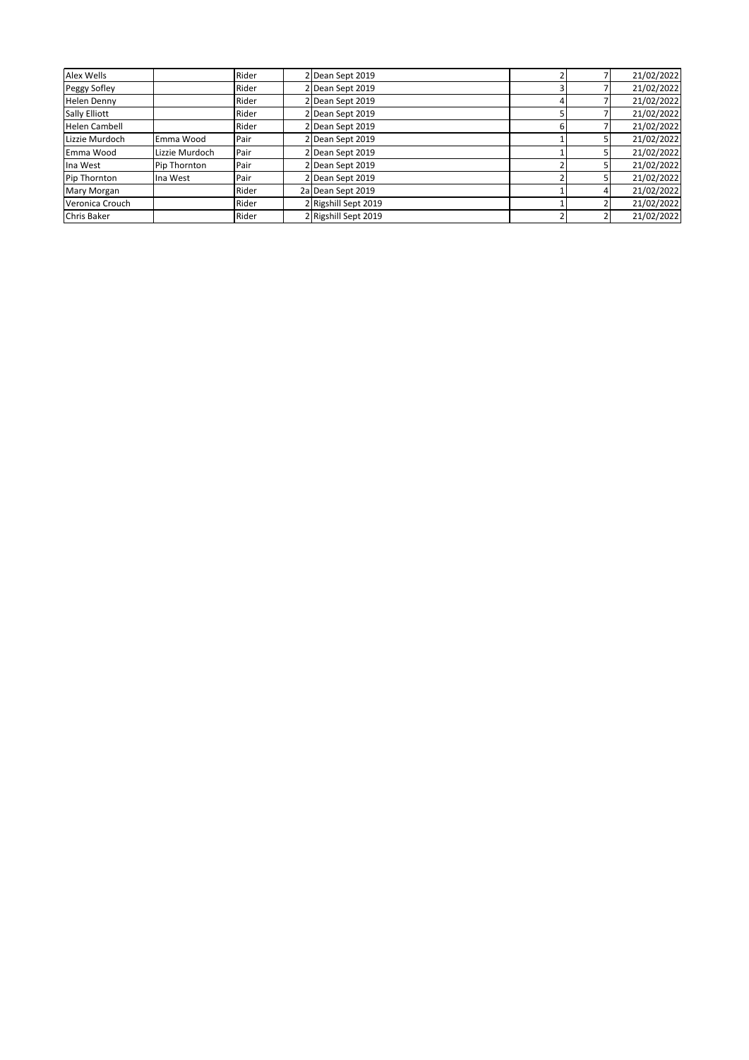| | | | | | | | |
|---|---|---|---|---|---|---|---|
| Alex Wells | | Rider | 2 | Dean Sept 2019 | 2 | 7 | 21/02/2022 |
| Peggy Sofley | | Rider | 2 | Dean Sept 2019 | 3 | 7 | 21/02/2022 |
| Helen Denny | | Rider | 2 | Dean Sept 2019 | 4 | 7 | 21/02/2022 |
| Sally Elliott | | Rider | 2 | Dean Sept 2019 | 5 | 7 | 21/02/2022 |
| Helen Cambell | | Rider | 2 | Dean Sept 2019 | 6 | 7 | 21/02/2022 |
| Lizzie Murdoch | Emma Wood | Pair | 2 | Dean Sept 2019 | 1 | 5 | 21/02/2022 |
| Emma Wood | Lizzie Murdoch | Pair | 2 | Dean Sept 2019 | 1 | 5 | 21/02/2022 |
| Ina West | Pip Thornton | Pair | 2 | Dean Sept 2019 | 2 | 5 | 21/02/2022 |
| Pip Thornton | Ina West | Pair | 2 | Dean Sept 2019 | 2 | 5 | 21/02/2022 |
| Mary Morgan | | Rider | 2a | Dean Sept 2019 | 1 | 4 | 21/02/2022 |
| Veronica Crouch | | Rider | 2 | Rigshill Sept 2019 | 1 | 2 | 21/02/2022 |
| Chris Baker | | Rider | 2 | Rigshill Sept 2019 | 2 | 2 | 21/02/2022 |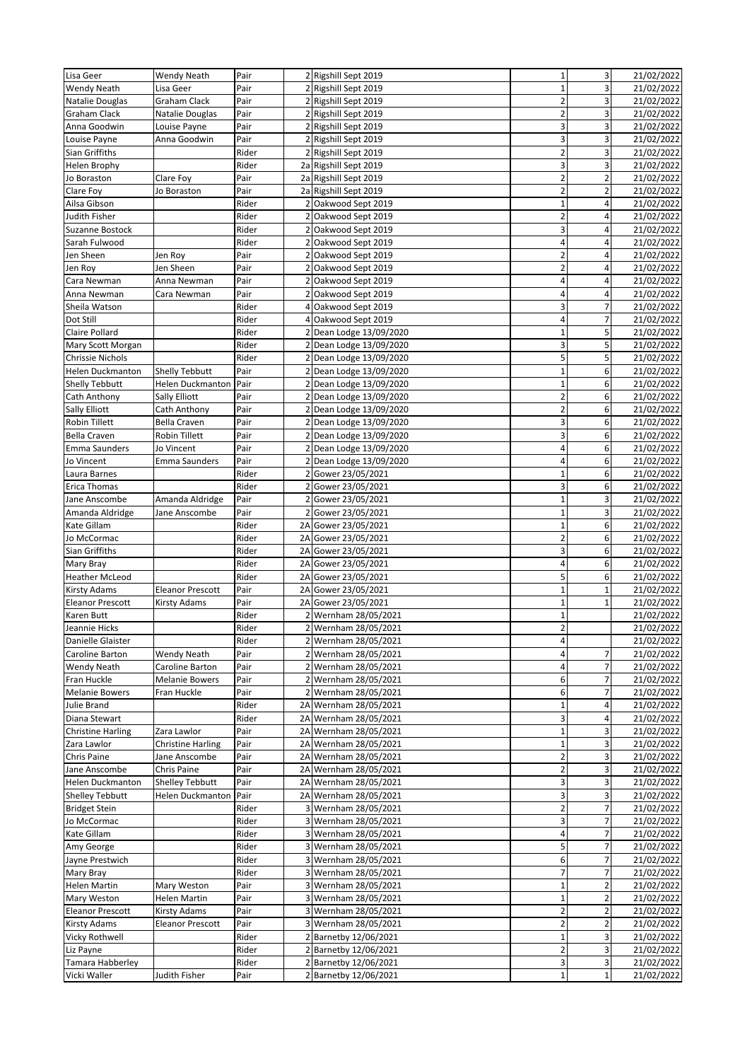| | | | | | | | |
|---|---|---|---|---|---|---|---|
| Lisa Geer | Wendy Neath | Pair | 2 | Rigshill Sept 2019 | 1 | 3 | 21/02/2022 |
| Wendy Neath | Lisa Geer | Pair | 2 | Rigshill Sept 2019 | 1 | 3 | 21/02/2022 |
| Natalie Douglas | Graham Clack | Pair | 2 | Rigshill Sept 2019 | 2 | 3 | 21/02/2022 |
| Graham Clack | Natalie Douglas | Pair | 2 | Rigshill Sept 2019 | 2 | 3 | 21/02/2022 |
| Anna Goodwin | Louise Payne | Pair | 2 | Rigshill Sept 2019 | 3 | 3 | 21/02/2022 |
| Louise Payne | Anna Goodwin | Pair | 2 | Rigshill Sept 2019 | 3 | 3 | 21/02/2022 |
| Sian Griffiths | | Rider | 2 | Rigshill Sept 2019 | 2 | 3 | 21/02/2022 |
| Helen Brophy | | Rider | 2a | Rigshill Sept 2019 | 3 | 3 | 21/02/2022 |
| Jo Boraston | Clare Foy | Pair | 2a | Rigshill Sept 2019 | 2 | 2 | 21/02/2022 |
| Clare Foy | Jo Boraston | Pair | 2a | Rigshill Sept 2019 | 2 | 2 | 21/02/2022 |
| Ailsa Gibson | | Rider | 2 | Oakwood Sept 2019 | 1 | 4 | 21/02/2022 |
| Judith Fisher | | Rider | 2 | Oakwood Sept 2019 | 2 | 4 | 21/02/2022 |
| Suzanne Bostock | | Rider | 2 | Oakwood Sept 2019 | 3 | 4 | 21/02/2022 |
| Sarah Fulwood | | Rider | 2 | Oakwood Sept 2019 | 4 | 4 | 21/02/2022 |
| Jen Sheen | Jen Roy | Pair | 2 | Oakwood Sept 2019 | 2 | 4 | 21/02/2022 |
| Jen Roy | Jen Sheen | Pair | 2 | Oakwood Sept 2019 | 2 | 4 | 21/02/2022 |
| Cara Newman | Anna Newman | Pair | 2 | Oakwood Sept 2019 | 4 | 4 | 21/02/2022 |
| Anna Newman | Cara Newman | Pair | 2 | Oakwood Sept 2019 | 4 | 4 | 21/02/2022 |
| Sheila Watson | | Rider | 4 | Oakwood Sept 2019 | 3 | 7 | 21/02/2022 |
| Dot Still | | Rider | 4 | Oakwood Sept 2019 | 4 | 7 | 21/02/2022 |
| Claire Pollard | | Rider | 2 | Dean Lodge 13/09/2020 | 1 | 5 | 21/02/2022 |
| Mary Scott Morgan | | Rider | 2 | Dean Lodge 13/09/2020 | 3 | 5 | 21/02/2022 |
| Chrissie Nichols | | Rider | 2 | Dean Lodge 13/09/2020 | 5 | 5 | 21/02/2022 |
| Helen Duckmanton | Shelly Tebbutt | Pair | 2 | Dean Lodge 13/09/2020 | 1 | 6 | 21/02/2022 |
| Shelly Tebbutt | Helen Duckmanton | Pair | 2 | Dean Lodge 13/09/2020 | 1 | 6 | 21/02/2022 |
| Cath Anthony | Sally Elliott | Pair | 2 | Dean Lodge 13/09/2020 | 2 | 6 | 21/02/2022 |
| Sally Elliott | Cath Anthony | Pair | 2 | Dean Lodge 13/09/2020 | 2 | 6 | 21/02/2022 |
| Robin Tillett | Bella Craven | Pair | 2 | Dean Lodge 13/09/2020 | 3 | 6 | 21/02/2022 |
| Bella Craven | Robin Tillett | Pair | 2 | Dean Lodge 13/09/2020 | 3 | 6 | 21/02/2022 |
| Emma Saunders | Jo Vincent | Pair | 2 | Dean Lodge 13/09/2020 | 4 | 6 | 21/02/2022 |
| Jo Vincent | Emma Saunders | Pair | 2 | Dean Lodge 13/09/2020 | 4 | 6 | 21/02/2022 |
| Laura Barnes | | Rider | 2 | Gower 23/05/2021 | 1 | 6 | 21/02/2022 |
| Erica Thomas | | Rider | 2 | Gower 23/05/2021 | 3 | 6 | 21/02/2022 |
| Jane Anscombe | Amanda Aldridge | Pair | 2 | Gower 23/05/2021 | 1 | 3 | 21/02/2022 |
| Amanda Aldridge | Jane Anscombe | Pair | 2 | Gower 23/05/2021 | 1 | 3 | 21/02/2022 |
| Kate Gillam | | Rider | 2A | Gower 23/05/2021 | 1 | 6 | 21/02/2022 |
| Jo McCormac | | Rider | 2A | Gower 23/05/2021 | 2 | 6 | 21/02/2022 |
| Sian Griffiths | | Rider | 2A | Gower 23/05/2021 | 3 | 6 | 21/02/2022 |
| Mary Bray | | Rider | 2A | Gower 23/05/2021 | 4 | 6 | 21/02/2022 |
| Heather McLeod | | Rider | 2A | Gower 23/05/2021 | 5 | 6 | 21/02/2022 |
| Kirsty Adams | Eleanor Prescott | Pair | 2A | Gower 23/05/2021 | 1 | 1 | 21/02/2022 |
| Eleanor Prescott | Kirsty Adams | Pair | 2A | Gower 23/05/2021 | 1 | 1 | 21/02/2022 |
| Karen Butt | | Rider | 2 | Wernham 28/05/2021 | 1 | | 21/02/2022 |
| Jeannie Hicks | | Rider | 2 | Wernham 28/05/2021 | 2 | | 21/02/2022 |
| Danielle Glaister | | Rider | 2 | Wernham 28/05/2021 | 4 | | 21/02/2022 |
| Caroline Barton | Wendy Neath | Pair | 2 | Wernham 28/05/2021 | 4 | 7 | 21/02/2022 |
| Wendy Neath | Caroline Barton | Pair | 2 | Wernham 28/05/2021 | 4 | 7 | 21/02/2022 |
| Fran Huckle | Melanie Bowers | Pair | 2 | Wernham 28/05/2021 | 6 | 7 | 21/02/2022 |
| Melanie Bowers | Fran Huckle | Pair | 2 | Wernham 28/05/2021 | 6 | 7 | 21/02/2022 |
| Julie Brand | | Rider | 2A | Wernham 28/05/2021 | 1 | 4 | 21/02/2022 |
| Diana Stewart | | Rider | 2A | Wernham 28/05/2021 | 3 | 4 | 21/02/2022 |
| Christine Harling | Zara Lawlor | Pair | 2A | Wernham 28/05/2021 | 1 | 3 | 21/02/2022 |
| Zara Lawlor | Christine Harling | Pair | 2A | Wernham 28/05/2021 | 1 | 3 | 21/02/2022 |
| Chris Paine | Jane Anscombe | Pair | 2A | Wernham 28/05/2021 | 2 | 3 | 21/02/2022 |
| Jane Anscombe | Chris Paine | Pair | 2A | Wernham 28/05/2021 | 2 | 3 | 21/02/2022 |
| Helen Duckmanton | Shelley Tebbutt | Pair | 2A | Wernham 28/05/2021 | 3 | 3 | 21/02/2022 |
| Shelley Tebbutt | Helen Duckmanton | Pair | 2A | Wernham 28/05/2021 | 3 | 3 | 21/02/2022 |
| Bridget Stein | | Rider | 3 | Wernham 28/05/2021 | 2 | 7 | 21/02/2022 |
| Jo McCormac | | Rider | 3 | Wernham 28/05/2021 | 3 | 7 | 21/02/2022 |
| Kate Gillam | | Rider | 3 | Wernham 28/05/2021 | 4 | 7 | 21/02/2022 |
| Amy George | | Rider | 3 | Wernham 28/05/2021 | 5 | 7 | 21/02/2022 |
| Jayne Prestwich | | Rider | 3 | Wernham 28/05/2021 | 6 | 7 | 21/02/2022 |
| Mary Bray | | Rider | 3 | Wernham 28/05/2021 | 7 | 7 | 21/02/2022 |
| Helen Martin | Mary Weston | Pair | 3 | Wernham 28/05/2021 | 1 | 2 | 21/02/2022 |
| Mary Weston | Helen Martin | Pair | 3 | Wernham 28/05/2021 | 1 | 2 | 21/02/2022 |
| Eleanor Prescott | Kirsty Adams | Pair | 3 | Wernham 28/05/2021 | 2 | 2 | 21/02/2022 |
| Kirsty Adams | Eleanor Prescott | Pair | 3 | Wernham 28/05/2021 | 2 | 2 | 21/02/2022 |
| Vicky Rothwell | | Rider | 2 | Barnetby 12/06/2021 | 1 | 3 | 21/02/2022 |
| Liz Payne | | Rider | 2 | Barnetby 12/06/2021 | 2 | 3 | 21/02/2022 |
| Tamara Habberley | | Rider | 2 | Barnetby 12/06/2021 | 3 | 3 | 21/02/2022 |
| Vicki Waller | Judith Fisher | Pair | 2 | Barnetby 12/06/2021 | 1 | 1 | 21/02/2022 |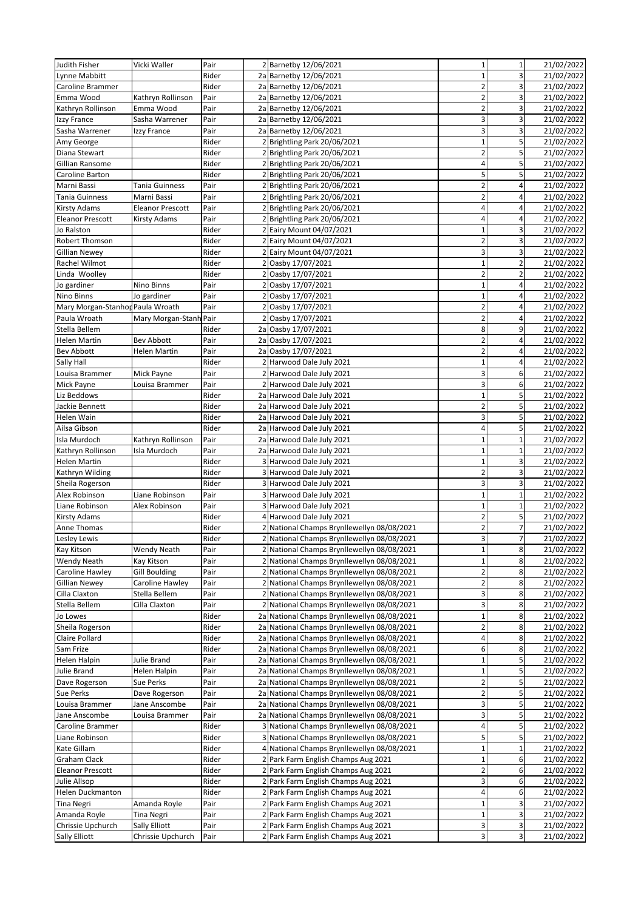| | | | | | | | |
|---|---|---|---|---|---|---|---|
| Judith Fisher | Vicki Waller | Pair | 2 | Barnetby 12/06/2021 | 1 | 1 | 21/02/2022 |
| Lynne Mabbitt | | Rider | 2a | Barnetby 12/06/2021 | 1 | 3 | 21/02/2022 |
| Caroline Brammer | | Rider | 2a | Barnetby 12/06/2021 | 2 | 3 | 21/02/2022 |
| Emma Wood | Kathryn Rollinson | Pair | 2a | Barnetby 12/06/2021 | 2 | 3 | 21/02/2022 |
| Kathryn Rollinson | Emma Wood | Pair | 2a | Barnetby 12/06/2021 | 2 | 3 | 21/02/2022 |
| Izzy France | Sasha Warrener | Pair | 2a | Barnetby 12/06/2021 | 3 | 3 | 21/02/2022 |
| Sasha Warrener | Izzy France | Pair | 2a | Barnetby 12/06/2021 | 3 | 3 | 21/02/2022 |
| Amy George | | Rider | 2 | Brightling Park 20/06/2021 | 1 | 5 | 21/02/2022 |
| Diana Stewart | | Rider | 2 | Brightling Park 20/06/2021 | 2 | 5 | 21/02/2022 |
| Gillian Ransome | | Rider | 2 | Brightling Park 20/06/2021 | 4 | 5 | 21/02/2022 |
| Caroline Barton | | Rider | 2 | Brightling Park 20/06/2021 | 5 | 5 | 21/02/2022 |
| Marni Bassi | Tania Guinness | Pair | 2 | Brightling Park 20/06/2021 | 2 | 4 | 21/02/2022 |
| Tania Guinness | Marni Bassi | Pair | 2 | Brightling Park 20/06/2021 | 2 | 4 | 21/02/2022 |
| Kirsty Adams | Eleanor Prescott | Pair | 2 | Brightling Park 20/06/2021 | 4 | 4 | 21/02/2022 |
| Eleanor Prescott | Kirsty Adams | Pair | 2 | Brightling Park 20/06/2021 | 4 | 4 | 21/02/2022 |
| Jo Ralston | | Rider | 2 | Eairy Mount 04/07/2021 | 1 | 3 | 21/02/2022 |
| Robert Thomson | | Rider | 2 | Eairy Mount 04/07/2021 | 2 | 3 | 21/02/2022 |
| Gillian Newey | | Rider | 2 | Eairy Mount 04/07/2021 | 3 | 3 | 21/02/2022 |
| Rachel Wilmot | | Rider | 2 | Oasby 17/07/2021 | 1 | 2 | 21/02/2022 |
| Linda Woolley | | Rider | 2 | Oasby 17/07/2021 | 2 | 2 | 21/02/2022 |
| Jo gardiner | Nino Binns | Pair | 2 | Oasby 17/07/2021 | 1 | 4 | 21/02/2022 |
| Nino Binns | Jo gardiner | Pair | 2 | Oasby 17/07/2021 | 1 | 4 | 21/02/2022 |
| Mary Morgan-Stanhop | Paula Wroath | Pair | 2 | Oasby 17/07/2021 | 2 | 4 | 21/02/2022 |
| Paula Wroath | Mary Morgan-Stanh | Pair | 2 | Oasby 17/07/2021 | 2 | 4 | 21/02/2022 |
| Stella Bellem | | Rider | 2a | Oasby 17/07/2021 | 8 | 9 | 21/02/2022 |
| Helen Martin | Bev Abbott | Pair | 2a | Oasby 17/07/2021 | 2 | 4 | 21/02/2022 |
| Bev Abbott | Helen Martin | Pair | 2a | Oasby 17/07/2021 | 2 | 4 | 21/02/2022 |
| Sally Hall | | Rider | 2 | Harwood Dale July 2021 | 1 | 4 | 21/02/2022 |
| Louisa Brammer | Mick Payne | Pair | 2 | Harwood Dale July 2021 | 3 | 6 | 21/02/2022 |
| Mick Payne | Louisa Brammer | Pair | 2 | Harwood Dale July 2021 | 3 | 6 | 21/02/2022 |
| Liz Beddows | | Rider | 2a | Harwood Dale July 2021 | 1 | 5 | 21/02/2022 |
| Jackie Bennett | | Rider | 2a | Harwood Dale July 2021 | 2 | 5 | 21/02/2022 |
| Helen Wain | | Rider | 2a | Harwood Dale July 2021 | 3 | 5 | 21/02/2022 |
| Ailsa Gibson | | Rider | 2a | Harwood Dale July 2021 | 4 | 5 | 21/02/2022 |
| Isla Murdoch | Kathryn Rollinson | Pair | 2a | Harwood Dale July 2021 | 1 | 1 | 21/02/2022 |
| Kathryn Rollinson | Isla Murdoch | Pair | 2a | Harwood Dale July 2021 | 1 | 1 | 21/02/2022 |
| Helen Martin | | Rider | 3 | Harwood Dale July 2021 | 1 | 3 | 21/02/2022 |
| Kathryn Wilding | | Rider | 3 | Harwood Dale July 2021 | 2 | 3 | 21/02/2022 |
| Sheila Rogerson | | Rider | 3 | Harwood Dale July 2021 | 3 | 3 | 21/02/2022 |
| Alex Robinson | Liane Robinson | Pair | 3 | Harwood Dale July 2021 | 1 | 1 | 21/02/2022 |
| Liane Robinson | Alex Robinson | Pair | 3 | Harwood Dale July 2021 | 1 | 1 | 21/02/2022 |
| Kirsty Adams | | Rider | 4 | Harwood Dale July 2021 | 2 | 5 | 21/02/2022 |
| Anne Thomas | | Rider | 2 | National Champs Brynllewellyn 08/08/2021 | 2 | 7 | 21/02/2022 |
| Lesley Lewis | | Rider | 2 | National Champs Brynllewellyn 08/08/2021 | 3 | 7 | 21/02/2022 |
| Kay Kitson | Wendy Neath | Pair | 2 | National Champs Brynllewellyn 08/08/2021 | 1 | 8 | 21/02/2022 |
| Wendy Neath | Kay Kitson | Pair | 2 | National Champs Brynllewellyn 08/08/2021 | 1 | 8 | 21/02/2022 |
| Caroline Hawley | Gill Boulding | Pair | 2 | National Champs Brynllewellyn 08/08/2021 | 2 | 8 | 21/02/2022 |
| Gillian Newey | Caroline Hawley | Pair | 2 | National Champs Brynllewellyn 08/08/2021 | 2 | 8 | 21/02/2022 |
| Cilla Claxton | Stella Bellem | Pair | 2 | National Champs Brynllewellyn 08/08/2021 | 3 | 8 | 21/02/2022 |
| Stella Bellem | Cilla Claxton | Pair | 2 | National Champs Brynllewellyn 08/08/2021 | 3 | 8 | 21/02/2022 |
| Jo Lowes | | Rider | 2a | National Champs Brynllewellyn 08/08/2021 | 1 | 8 | 21/02/2022 |
| Sheila Rogerson | | Rider | 2a | National Champs Brynllewellyn 08/08/2021 | 2 | 8 | 21/02/2022 |
| Claire Pollard | | Rider | 2a | National Champs Brynllewellyn 08/08/2021 | 4 | 8 | 21/02/2022 |
| Sam Frize | | Rider | 2a | National Champs Brynllewellyn 08/08/2021 | 6 | 8 | 21/02/2022 |
| Helen Halpin | Julie Brand | Pair | 2a | National Champs Brynllewellyn 08/08/2021 | 1 | 5 | 21/02/2022 |
| Julie Brand | Helen Halpin | Pair | 2a | National Champs Brynllewellyn 08/08/2021 | 1 | 5 | 21/02/2022 |
| Dave Rogerson | Sue Perks | Pair | 2a | National Champs Brynllewellyn 08/08/2021 | 2 | 5 | 21/02/2022 |
| Sue Perks | Dave Rogerson | Pair | 2a | National Champs Brynllewellyn 08/08/2021 | 2 | 5 | 21/02/2022 |
| Louisa Brammer | Jane Anscombe | Pair | 2a | National Champs Brynllewellyn 08/08/2021 | 3 | 5 | 21/02/2022 |
| Jane Anscombe | Louisa Brammer | Pair | 2a | National Champs Brynllewellyn 08/08/2021 | 3 | 5 | 21/02/2022 |
| Caroline Brammer | | Rider | 3 | National Champs Brynllewellyn 08/08/2021 | 4 | 5 | 21/02/2022 |
| Liane Robinson | | Rider | 3 | National Champs Brynllewellyn 08/08/2021 | 5 | 5 | 21/02/2022 |
| Kate Gillam | | Rider | 4 | National Champs Brynllewellyn 08/08/2021 | 1 | 1 | 21/02/2022 |
| Graham Clack | | Rider | 2 | Park Farm English Champs Aug 2021 | 1 | 6 | 21/02/2022 |
| Eleanor Prescott | | Rider | 2 | Park Farm English Champs Aug 2021 | 2 | 6 | 21/02/2022 |
| Julie Allsop | | Rider | 2 | Park Farm English Champs Aug 2021 | 3 | 6 | 21/02/2022 |
| Helen Duckmanton | | Rider | 2 | Park Farm English Champs Aug 2021 | 4 | 6 | 21/02/2022 |
| Tina Negri | Amanda Royle | Pair | 2 | Park Farm English Champs Aug 2021 | 1 | 3 | 21/02/2022 |
| Amanda Royle | Tina Negri | Pair | 2 | Park Farm English Champs Aug 2021 | 1 | 3 | 21/02/2022 |
| Chrissie Upchurch | Sally Elliott | Pair | 2 | Park Farm English Champs Aug 2021 | 3 | 3 | 21/02/2022 |
| Sally Elliott | Chrissie Upchurch | Pair | 2 | Park Farm English Champs Aug 2021 | 3 | 3 | 21/02/2022 |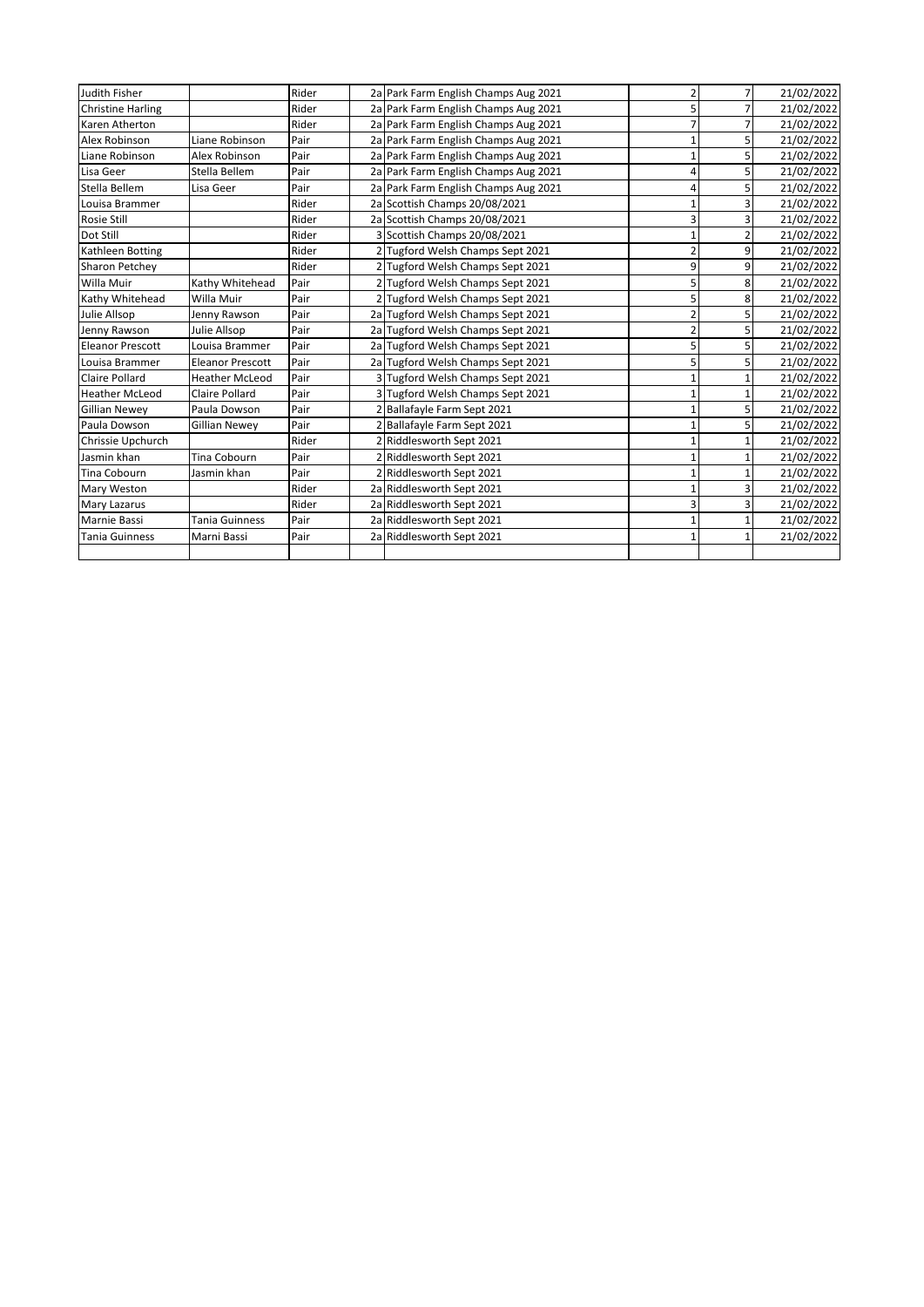| | | | | | | | |
|---|---|---|---|---|---|---|---|
| Judith Fisher | | Rider | 2a | Park Farm English Champs Aug 2021 | 2 | 7 | 21/02/2022 |
| Christine Harling | | Rider | 2a | Park Farm English Champs Aug 2021 | 5 | 7 | 21/02/2022 |
| Karen Atherton | | Rider | 2a | Park Farm English Champs Aug 2021 | 7 | 7 | 21/02/2022 |
| Alex Robinson | Liane Robinson | Pair | 2a | Park Farm English Champs Aug 2021 | 1 | 5 | 21/02/2022 |
| Liane Robinson | Alex Robinson | Pair | 2a | Park Farm English Champs Aug 2021 | 1 | 5 | 21/02/2022 |
| Lisa Geer | Stella Bellem | Pair | 2a | Park Farm English Champs Aug 2021 | 4 | 5 | 21/02/2022 |
| Stella Bellem | Lisa Geer | Pair | 2a | Park Farm English Champs Aug 2021 | 4 | 5 | 21/02/2022 |
| Louisa Brammer | | Rider | 2a | Scottish Champs 20/08/2021 | 1 | 3 | 21/02/2022 |
| Rosie Still | | Rider | 2a | Scottish Champs 20/08/2021 | 3 | 3 | 21/02/2022 |
| Dot Still | | Rider | 3 | Scottish Champs 20/08/2021 | 1 | 2 | 21/02/2022 |
| Kathleen Botting | | Rider | 2 | Tugford Welsh Champs Sept 2021 | 2 | 9 | 21/02/2022 |
| Sharon Petchey | | Rider | 2 | Tugford Welsh Champs Sept 2021 | 9 | 9 | 21/02/2022 |
| Willa Muir | Kathy Whitehead | Pair | 2 | Tugford Welsh Champs Sept 2021 | 5 | 8 | 21/02/2022 |
| Kathy Whitehead | Willa Muir | Pair | 2 | Tugford Welsh Champs Sept 2021 | 5 | 8 | 21/02/2022 |
| Julie Allsop | Jenny Rawson | Pair | 2a | Tugford Welsh Champs Sept 2021 | 2 | 5 | 21/02/2022 |
| Jenny Rawson | Julie Allsop | Pair | 2a | Tugford Welsh Champs Sept 2021 | 2 | 5 | 21/02/2022 |
| Eleanor Prescott | Louisa Brammer | Pair | 2a | Tugford Welsh Champs Sept 2021 | 5 | 5 | 21/02/2022 |
| Louisa Brammer | Eleanor Prescott | Pair | 2a | Tugford Welsh Champs Sept 2021 | 5 | 5 | 21/02/2022 |
| Claire Pollard | Heather McLeod | Pair | 3 | Tugford Welsh Champs Sept 2021 | 1 | 1 | 21/02/2022 |
| Heather McLeod | Claire Pollard | Pair | 3 | Tugford Welsh Champs Sept 2021 | 1 | 1 | 21/02/2022 |
| Gillian Newey | Paula Dowson | Pair | 2 | Ballafayle Farm Sept 2021 | 1 | 5 | 21/02/2022 |
| Paula Dowson | Gillian Newey | Pair | 2 | Ballafayle Farm Sept 2021 | 1 | 5 | 21/02/2022 |
| Chrissie Upchurch | | Rider | 2 | Riddlesworth Sept 2021 | 1 | 1 | 21/02/2022 |
| Jasmin khan | Tina Cobourn | Pair | 2 | Riddlesworth Sept 2021 | 1 | 1 | 21/02/2022 |
| Tina Cobourn | Jasmin khan | Pair | 2 | Riddlesworth Sept 2021 | 1 | 1 | 21/02/2022 |
| Mary Weston | | Rider | 2a | Riddlesworth Sept 2021 | 1 | 3 | 21/02/2022 |
| Mary Lazarus | | Rider | 2a | Riddlesworth Sept 2021 | 3 | 3 | 21/02/2022 |
| Marnie Bassi | Tania Guinness | Pair | 2a | Riddlesworth Sept 2021 | 1 | 1 | 21/02/2022 |
| Tania Guinness | Marni Bassi | Pair | 2a | Riddlesworth Sept 2021 | 1 | 1 | 21/02/2022 |